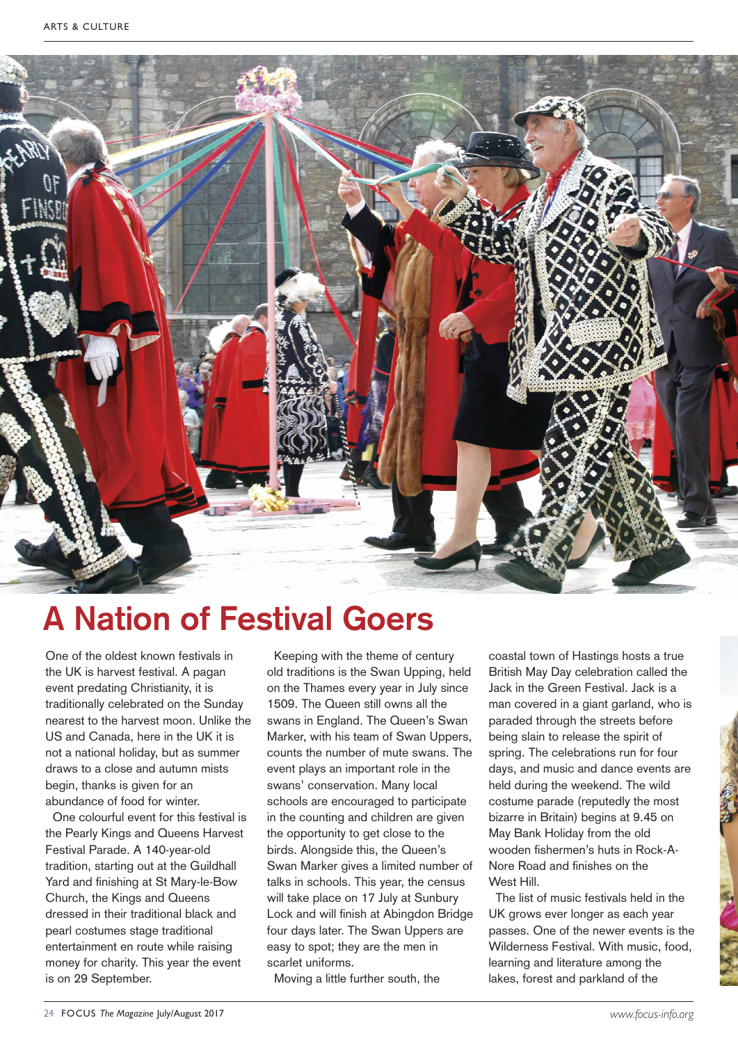# A Nation of Festival Goers

One of the oldest known festivals in the UK is harvest festival. A pagan event predating Christianity, it is traditionally celebrated on the Sunday nearest to the harvest moon. Unlike the US and Canada, here in the UK it is not a national holiday, but as summer draws to a close and autumn mists begin, thanks is given for an abundance of food for winter.

One colourful event for this festival is the Pearly Kings and Queens Harvest Festival Parade. A 140-year-old tradition, starting out at the Guildhall Yard and finishing at St Mary-le-Bow Church, the Kings and Queens dressed in their traditional black and pearl costumes stage traditional entertainment en route while raising money for charity. This year the event is on 29 September.

Keeping with the theme of century old traditions is the Swan Upping, held on the Thames every year in July since 1509. The Queen still owns all the swans in England. The Queen's Swan Marker, with his team of Swan Uppers, counts the number of mute swans. The event plays an important role in the swans' conservation. Many local schools are encouraged to participate in the counting and children are given the opportunity to get close to the birds. Alongside this, the Queen's Swan Marker gives a limited number of talks in schools. This year, the census will take place on 17 July at Sunbury Lock and will finish at Abingdon Bridge four days later. The Swan Uppers are easy to spot; they are the men in scarlet uniforms.

Moving a little further south, the coastal town of Hastings hosts a true British May Day celebration called the Jack in the Green Festival. Jack is a man covered in a giant garland, who is paraded through the streets before being slain to release the spirit of spring. The celebrations run for four days, and music and dance events are held during the weekend. The wild costume parade (reputedly the most bizarre in Britain) begins at 9.45 on May Bank Holiday from the old wooden fishermen's huts in Rock-A-Nore Road and finishes on the West Hill.

The list of music festivals held in the UK grows ever longer as each year passes. One of the newer events is the Wilderness Festival. With music, food, learning and literature among the lakes, forest and parkland of the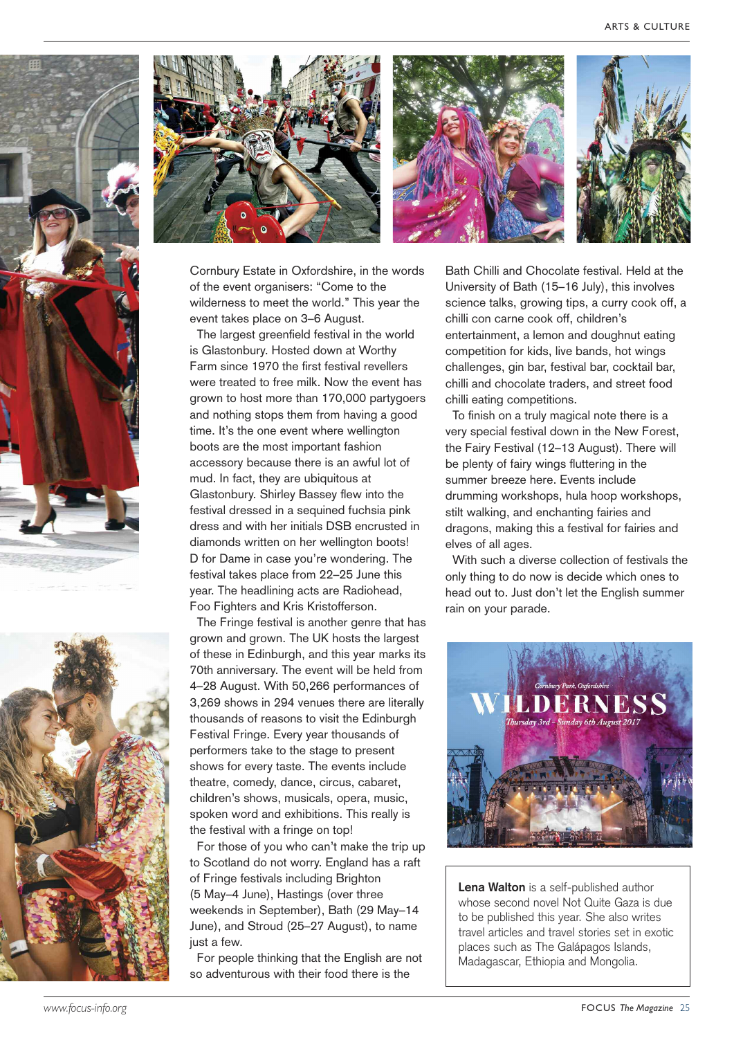Cornbury Estate in Oxfordshire, in the words of the event organisers: "Come to the wilderness to meet the world." This year the event takes place on 3–6 August.

The largest greenfield festival in the world is Glastonbury. Hosted down at Worthy Farm since 1970 the first festival revellers were treated to free milk. Now the event has grown to host more than 170,000 partygoers and nothing stops them from having a good time. It's the one event where wellington boots are the most important fashion accessory because there is an awful lot of mud. In fact, they are ubiquitous at Glastonbury. Shirley Bassey flew into the festival dressed in a sequined fuchsia pink dress and with her initials DSB encrusted in diamonds written on her wellington boots! D for Dame in case you're wondering. The festival takes place from 22–25 June this year. The headlining acts are Radiohead, Foo Fighters and Kris Kristofferson.

The Fringe festival is another genre that has grown and grown. The UK hosts the largest of these in Edinburgh, and this year marks its 70th anniversary. The event will be held from 4–28 August. With 50,266 performances of 3,269 shows in 294 venues there are literally thousands of reasons to visit the Edinburgh Festival Fringe. Every year thousands of performers take to the stage to present shows for every taste. The events include theatre, comedy, dance, circus, cabaret, children's shows, musicals, opera, music, spoken word and exhibitions. This really is the festival with a fringe on top!

For those of you who can't make the trip up to Scotland do not worry. England has a raft of Fringe festivals including Brighton (5 May–4 June), Hastings (over three weekends in September), Bath (29 May–14 June), and Stroud (25–27 August), to name just a few.

For people thinking that the English are not so adventurous with their food there is the Bath Chilli and Chocolate festival. Held at the University of Bath (15–16 July), this involves science talks, growing tips, a curry cook off, a chilli con carne cook off, children's entertainment, a lemon and doughnut eating competition for kids, live bands, hot wings challenges, gin bar, festival bar, cocktail bar, chilli and chocolate traders, and street food chilli eating competitions.

To finish on a truly magical note there is a very special festival down in the New Forest, the Fairy Festival (12–13 August). There will be plenty of fairy wings fluttering in the summer breeze here. Events include drumming workshops, hula hoop workshops, stilt walking, and enchanting fairies and dragons, making this a festival for fairies and elves of all ages.

With such a diverse collection of festivals the only thing to do now is decide which ones to head out to. Just don't let the English summer rain on your parade.

**Lena Walton** is a self-published author whose second novel Not Quite Gaza is due to be published this year. She also writes travel articles and travel stories set in exotic places such as The Galápagos Islands, Madagascar, Ethiopia and Mongolia.